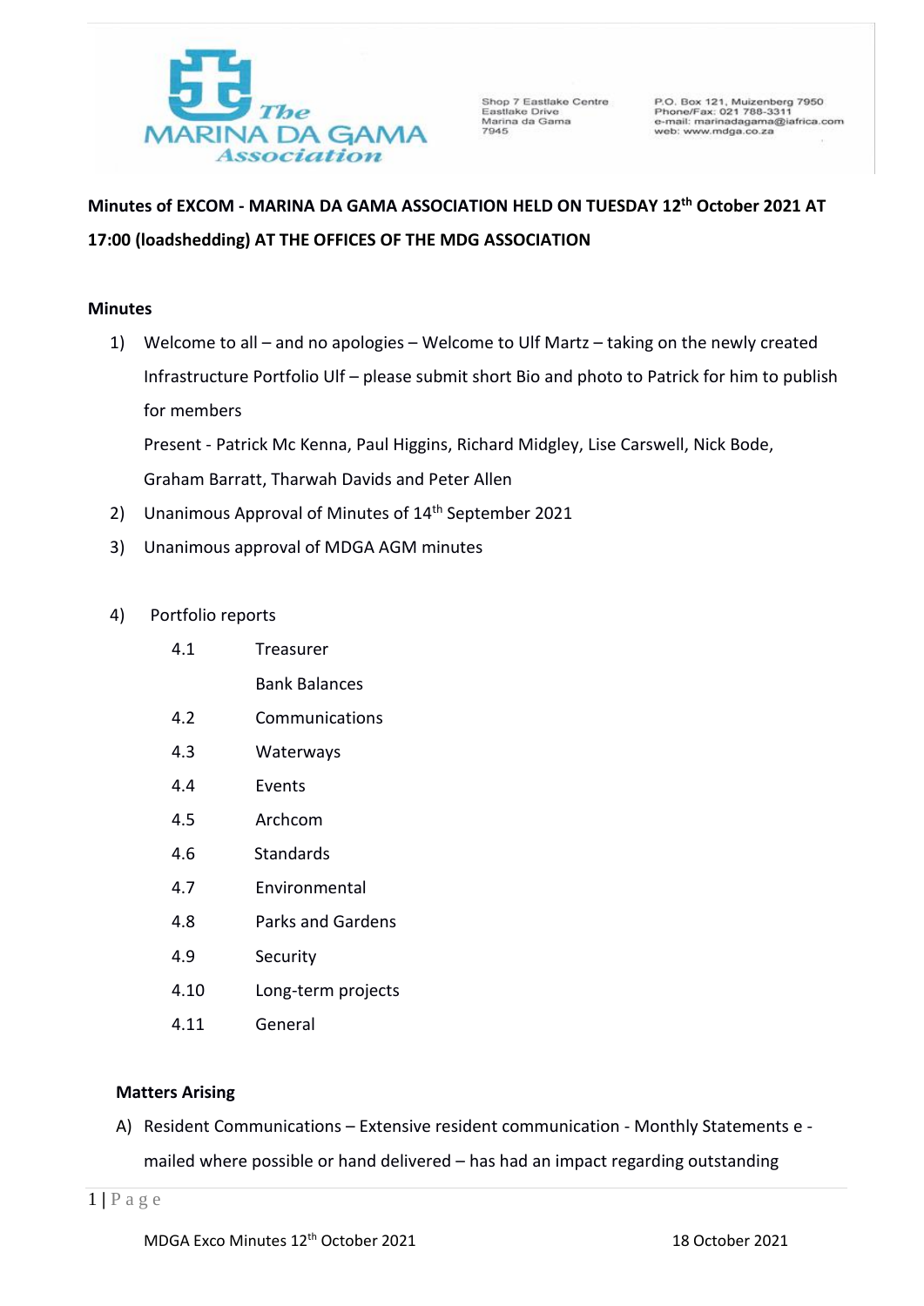The MARINA DA GAMA Association

Shop 7 Eastlake Centre
Eastlake Drive
Marina da Gama
7945

P.O. Box 121, Muizenberg 7950
Phone/Fax: 021 788-3311
e-mail: marinadagama@iafrica.com
web: www.mdga.co.za

**Minutes of EXCOM - MARINA DA GAMA ASSOCIATION HELD ON TUESDAY 12th October 2021 AT 17:00 (loadshedding) AT THE OFFICES OF THE MDG ASSOCIATION**

**Minutes**

1) Welcome to all – and no apologies – Welcome to Ulf Martz – taking on the newly created Infrastructure Portfolio Ulf – please submit short Bio and photo to Patrick for him to publish for members

   Present - Patrick Mc Kenna, Paul Higgins, Richard Midgley, Lise Carswell, Nick Bode, Graham Barratt, Tharwah Davids and Peter Allen

2) Unanimous Approval of Minutes of 14th September 2021

3) Unanimous approval of MDGA AGM minutes

4) Portfolio reports

   4.1 Treasurer

   Bank Balances

   4.2 Communications

   4.3 Waterways

   4.4 Events

   4.5 Archcom

   4.6 Standards

   4.7 Environmental

   4.8 Parks and Gardens

   4.9 Security

   4.10 Long-term projects

   4.11 General

**Matters Arising**

A) Resident Communications – Extensive resident communication - Monthly Statements e - mailed where possible or hand delivered – has had an impact regarding outstanding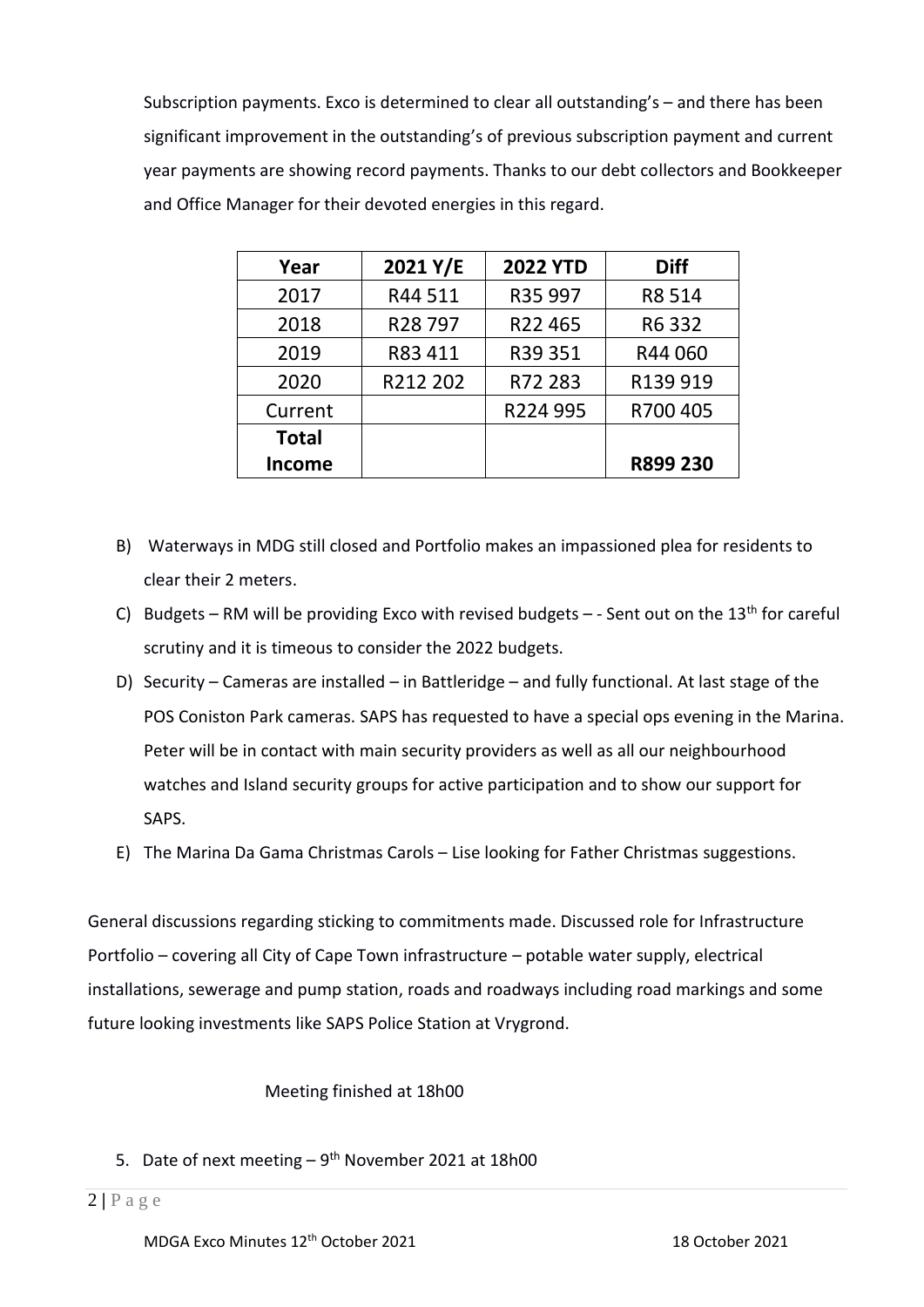Subscription payments. Exco is determined to clear all outstanding's – and there has been significant improvement in the outstanding's of previous subscription payment and current year payments are showing record payments. Thanks to our debt collectors and Bookkeeper and Office Manager for their devoted energies in this regard.

| Year | 2021 Y/E | 2022 YTD | Diff |
|---|---|---|---|
| 2017 | R44 511 | R35 997 | R8 514 |
| 2018 | R28 797 | R22 465 | R6 332 |
| 2019 | R83 411 | R39 351 | R44 060 |
| 2020 | R212 202 | R72 283 | R139 919 |
| Current | | R224 995 | R700 405 |
| **Total Income** | | | **R899 230** |

B) Waterways in MDG still closed and Portfolio makes an impassioned plea for residents to clear their 2 meters.

C) Budgets – RM will be providing Exco with revised budgets – - Sent out on the 13th for careful scrutiny and it is timeous to consider the 2022 budgets.

D) Security – Cameras are installed – in Battleridge – and fully functional. At last stage of the POS Coniston Park cameras. SAPS has requested to have a special ops evening in the Marina. Peter will be in contact with main security providers as well as all our neighbourhood watches and Island security groups for active participation and to show our support for SAPS.

E) The Marina Da Gama Christmas Carols – Lise looking for Father Christmas suggestions.

General discussions regarding sticking to commitments made. Discussed role for Infrastructure Portfolio – covering all City of Cape Town infrastructure – potable water supply, electrical installations, sewerage and pump station, roads and roadways including road markings and some future looking investments like SAPS Police Station at Vrygrond.

Meeting finished at 18h00

5. Date of next meeting – 9th November 2021 at 18h00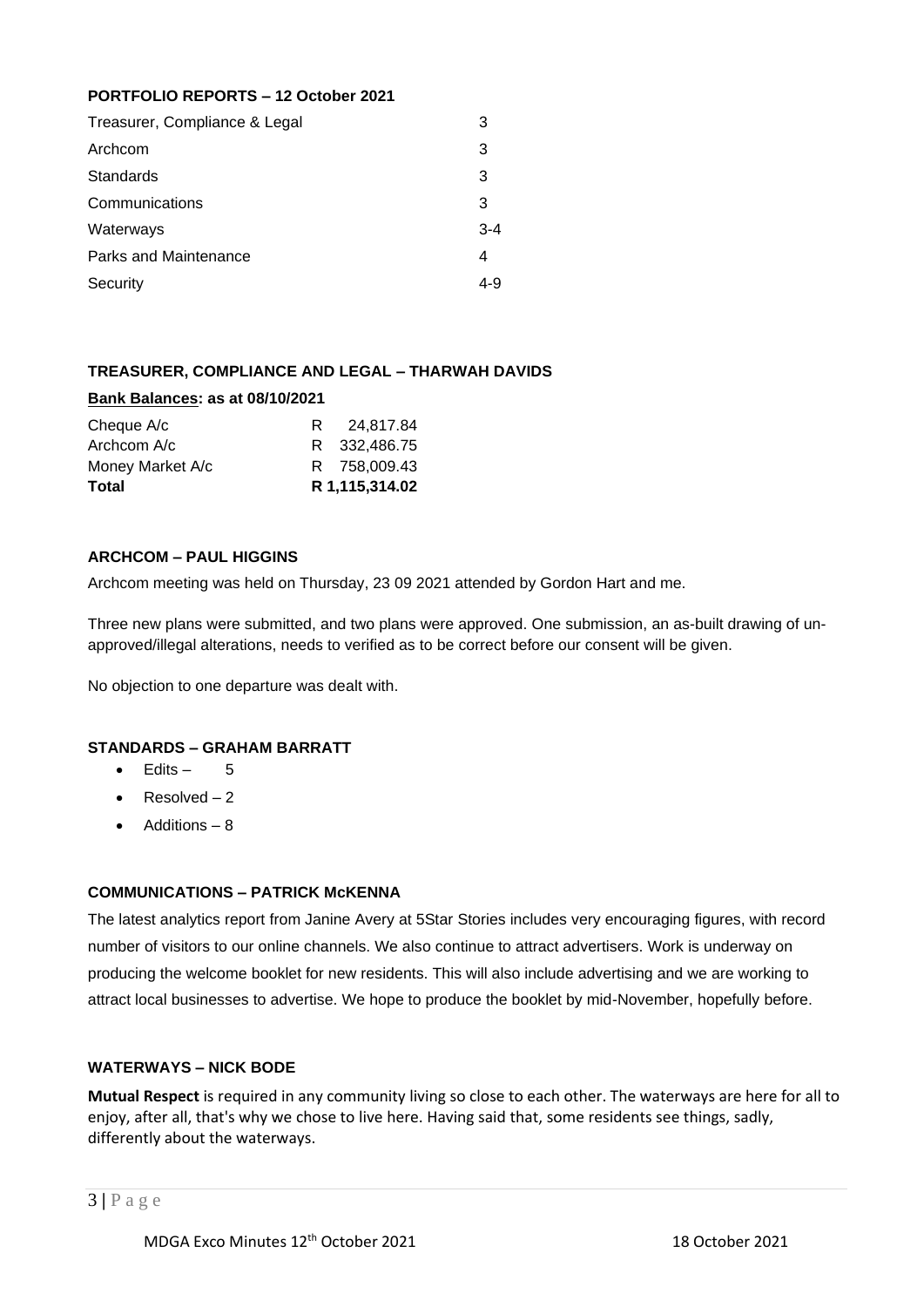## PORTFOLIO REPORTS – 12 October 2021

| | |
|---|---|
| Treasurer, Compliance & Legal | 3 |
| Archcom | 3 |
| Standards | 3 |
| Communications | 3 |
| Waterways | 3-4 |
| Parks and Maintenance | 4 |
| Security | 4-9 |

### TREASURER, COMPLIANCE AND LEGAL – THARWAH DAVIDS

**Bank Balances: as at 08/10/2021**

| | |
|---|---|
| Cheque A/c | R 24,817.84 |
| Archcom A/c | R 332,486.75 |
| Money Market A/c | R 758,009.43 |
| **Total** | **R 1,115,314.02** |

### ARCHCOM – PAUL HIGGINS

Archcom meeting was held on Thursday, 23 09 2021 attended by Gordon Hart and me.

Three new plans were submitted, and two plans were approved. One submission, an as-built drawing of un-approved/illegal alterations, needs to verified as to be correct before our consent will be given.

No objection to one departure was dealt with.

### STANDARDS – GRAHAM BARRATT

- Edits – 5
- Resolved – 2
- Additions – 8

### COMMUNICATIONS – PATRICK McKENNA

The latest analytics report from Janine Avery at 5Star Stories includes very encouraging figures, with record number of visitors to our online channels. We also continue to attract advertisers. Work is underway on producing the welcome booklet for new residents. This will also include advertising and we are working to attract local businesses to advertise. We hope to produce the booklet by mid-November, hopefully before.

### WATERWAYS – NICK BODE

**Mutual Respect** is required in any community living so close to each other. The waterways are here for all to enjoy, after all, that's why we chose to live here. Having said that, some residents see things, sadly, differently about the waterways.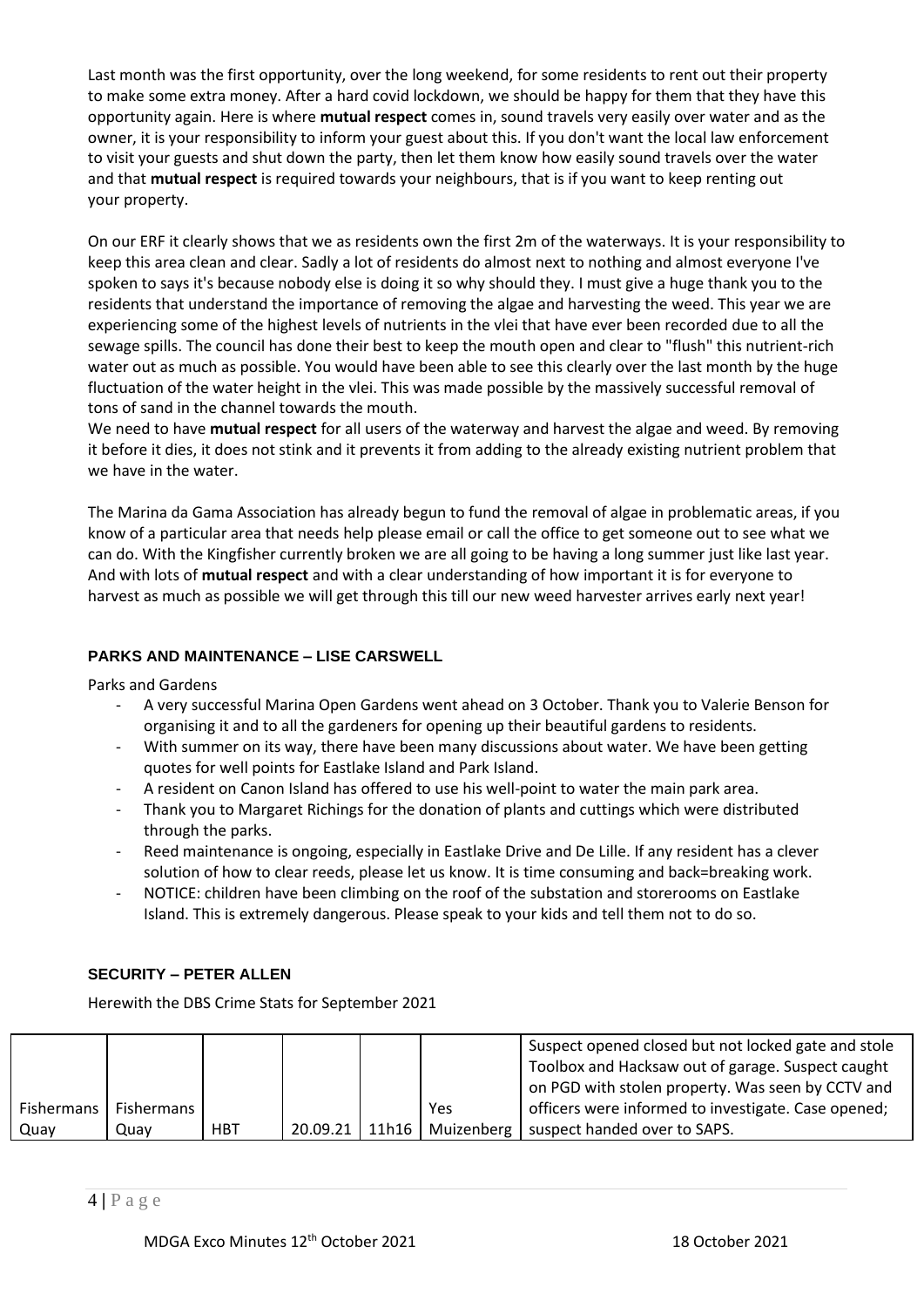Last month was the first opportunity, over the long weekend, for some residents to rent out their property to make some extra money. After a hard covid lockdown, we should be happy for them that they have this opportunity again. Here is where **mutual respect** comes in, sound travels very easily over water and as the owner, it is your responsibility to inform your guest about this. If you don't want the local law enforcement to visit your guests and shut down the party, then let them know how easily sound travels over the water and that **mutual respect** is required towards your neighbours, that is if you want to keep renting out your property.

On our ERF it clearly shows that we as residents own the first 2m of the waterways. It is your responsibility to keep this area clean and clear. Sadly a lot of residents do almost next to nothing and almost everyone I've spoken to says it's because nobody else is doing it so why should they. I must give a huge thank you to the residents that understand the importance of removing the algae and harvesting the weed. This year we are experiencing some of the highest levels of nutrients in the vlei that have ever been recorded due to all the sewage spills. The council has done their best to keep the mouth open and clear to "flush" this nutrient-rich water out as much as possible. You would have been able to see this clearly over the last month by the huge fluctuation of the water height in the vlei. This was made possible by the massively successful removal of tons of sand in the channel towards the mouth.
We need to have **mutual respect** for all users of the waterway and harvest the algae and weed. By removing it before it dies, it does not stink and it prevents it from adding to the already existing nutrient problem that we have in the water.

The Marina da Gama Association has already begun to fund the removal of algae in problematic areas, if you know of a particular area that needs help please email or call the office to get someone out to see what we can do. With the Kingfisher currently broken we are all going to be having a long summer just like last year. And with lots of **mutual respect** and with a clear understanding of how important it is for everyone to harvest as much as possible we will get through this till our new weed harvester arrives early next year!

### PARKS AND MAINTENANCE – LISE CARSWELL

Parks and Gardens

- A very successful Marina Open Gardens went ahead on 3 October. Thank you to Valerie Benson for organising it and to all the gardeners for opening up their beautiful gardens to residents.
- With summer on its way, there have been many discussions about water. We have been getting quotes for well points for Eastlake Island and Park Island.
- A resident on Canon Island has offered to use his well-point to water the main park area.
- Thank you to Margaret Richings for the donation of plants and cuttings which were distributed through the parks.
- Reed maintenance is ongoing, especially in Eastlake Drive and De Lille. If any resident has a clever solution of how to clear reeds, please let us know. It is time consuming and back=breaking work.
- NOTICE: children have been climbing on the roof of the substation and storerooms on Eastlake Island. This is extremely dangerous. Please speak to your kids and tell them not to do so.

### SECURITY – PETER ALLEN

Herewith the DBS Crime Stats for September 2021

| | | | | | | |
|---|---|---|---|---|---|---|
| Fishermans Quay | Fishermans Quay | HBT | 20.09.21 | 11h16 | Yes Muizenberg | Suspect opened closed but not locked gate and stole Toolbox and Hacksaw out of garage. Suspect caught on PGD with stolen property. Was seen by CCTV and officers were informed to investigate. Case opened; suspect handed over to SAPS. |

MDGA Exco Minutes 12th October 2021 18 October 2021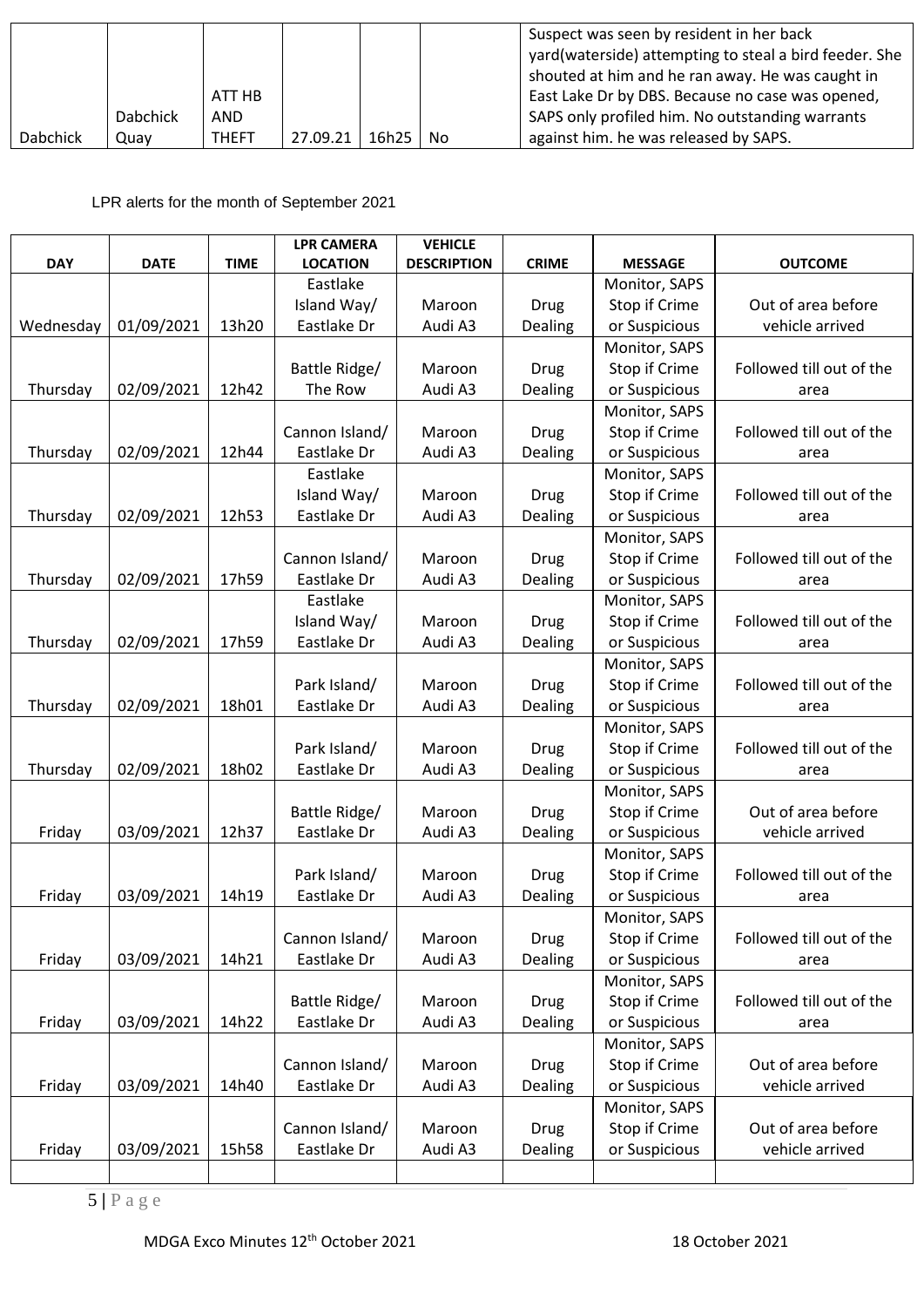| | | | | | | |
|---|---|---|---|---|---|---|
| Dabchick | Dabchick Quay | ATT HB AND THEFT | 27.09.21 | 16h25 | No | Suspect was seen by resident in her back yard(waterside) attempting to steal a bird feeder. She shouted at him and he ran away. He was caught in East Lake Dr by DBS. Because no case was opened, SAPS only profiled him. No outstanding warrants against him. he was released by SAPS. |

LPR alerts for the month of September 2021

| DAY | DATE | TIME | LPR CAMERA LOCATION | VEHICLE DESCRIPTION | CRIME | MESSAGE | OUTCOME |
|---|---|---|---|---|---|---|---|
| Wednesday | 01/09/2021 | 13h20 | Eastlake Island Way/ Eastlake Dr | Maroon Audi A3 | Drug Dealing | Monitor, SAPS Stop if Crime or Suspicious | Out of area before vehicle arrived |
| Thursday | 02/09/2021 | 12h42 | Battle Ridge/ The Row | Maroon Audi A3 | Drug Dealing | Monitor, SAPS Stop if Crime or Suspicious | Followed till out of the area |
| Thursday | 02/09/2021 | 12h44 | Cannon Island/ Eastlake Dr | Maroon Audi A3 | Drug Dealing | Monitor, SAPS Stop if Crime or Suspicious | Followed till out of the area |
| Thursday | 02/09/2021 | 12h53 | Eastlake Island Way/ Eastlake Dr | Maroon Audi A3 | Drug Dealing | Monitor, SAPS Stop if Crime or Suspicious | Followed till out of the area |
| Thursday | 02/09/2021 | 17h59 | Cannon Island/ Eastlake Dr | Maroon Audi A3 | Drug Dealing | Monitor, SAPS Stop if Crime or Suspicious | Followed till out of the area |
| Thursday | 02/09/2021 | 17h59 | Eastlake Island Way/ Eastlake Dr | Maroon Audi A3 | Drug Dealing | Monitor, SAPS Stop if Crime or Suspicious | Followed till out of the area |
| Thursday | 02/09/2021 | 18h01 | Park Island/ Eastlake Dr | Maroon Audi A3 | Drug Dealing | Monitor, SAPS Stop if Crime or Suspicious | Followed till out of the area |
| Thursday | 02/09/2021 | 18h02 | Park Island/ Eastlake Dr | Maroon Audi A3 | Drug Dealing | Monitor, SAPS Stop if Crime or Suspicious | Followed till out of the area |
| Friday | 03/09/2021 | 12h37 | Battle Ridge/ Eastlake Dr | Maroon Audi A3 | Drug Dealing | Monitor, SAPS Stop if Crime or Suspicious | Out of area before vehicle arrived |
| Friday | 03/09/2021 | 14h19 | Park Island/ Eastlake Dr | Maroon Audi A3 | Drug Dealing | Monitor, SAPS Stop if Crime or Suspicious | Followed till out of the area |
| Friday | 03/09/2021 | 14h21 | Cannon Island/ Eastlake Dr | Maroon Audi A3 | Drug Dealing | Monitor, SAPS Stop if Crime or Suspicious | Followed till out of the area |
| Friday | 03/09/2021 | 14h22 | Battle Ridge/ Eastlake Dr | Maroon Audi A3 | Drug Dealing | Monitor, SAPS Stop if Crime or Suspicious | Followed till out of the area |
| Friday | 03/09/2021 | 14h40 | Cannon Island/ Eastlake Dr | Maroon Audi A3 | Drug Dealing | Monitor, SAPS Stop if Crime or Suspicious | Out of area before vehicle arrived |
| Friday | 03/09/2021 | 15h58 | Cannon Island/ Eastlake Dr | Maroon Audi A3 | Drug Dealing | Monitor, SAPS Stop if Crime or Suspicious | Out of area before vehicle arrived |
| | | | | | | | |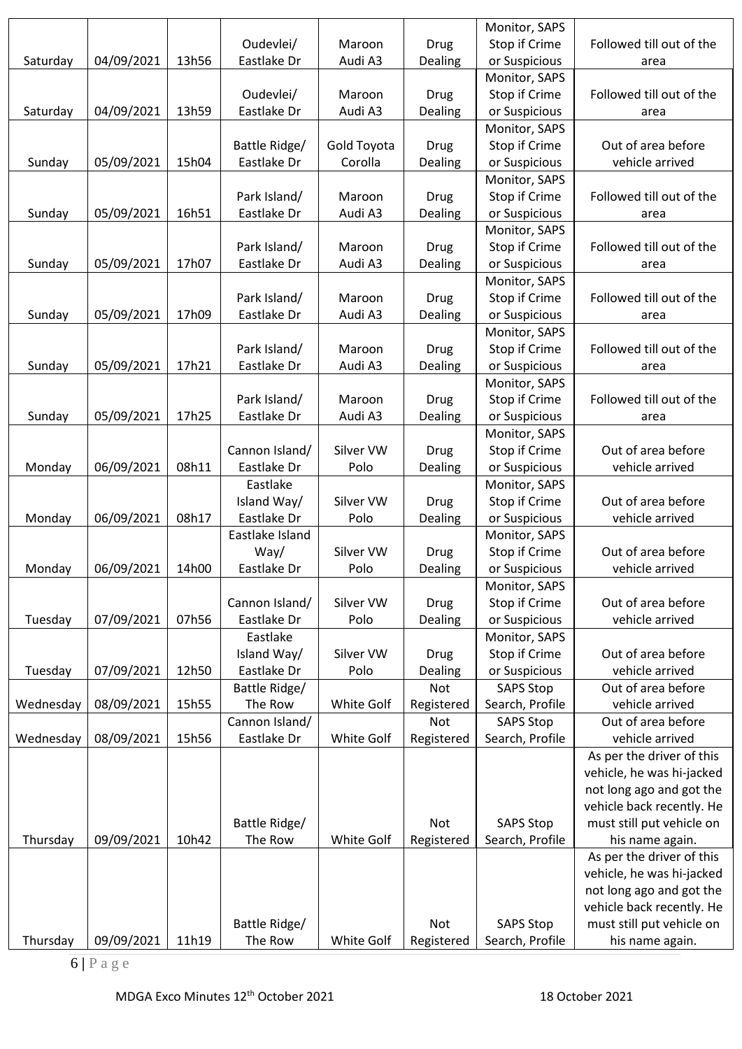| Saturday | 04/09/2021 | 13h56 | Oudevlei/ Eastlake Dr | Maroon Audi A3 | Drug Dealing | Monitor, SAPS Stop if Crime or Suspicious | Followed till out of the area |
|---|---|---|---|---|---|---|---|
| Saturday | 04/09/2021 | 13h59 | Oudevlei/ Eastlake Dr | Maroon Audi A3 | Drug Dealing | Monitor, SAPS Stop if Crime or Suspicious | Followed till out of the area |
| Sunday | 05/09/2021 | 15h04 | Battle Ridge/ Eastlake Dr | Gold Toyota Corolla | Drug Dealing | Monitor, SAPS Stop if Crime or Suspicious | Out of area before vehicle arrived |
| Sunday | 05/09/2021 | 16h51 | Park Island/ Eastlake Dr | Maroon Audi A3 | Drug Dealing | Monitor, SAPS Stop if Crime or Suspicious | Followed till out of the area |
| Sunday | 05/09/2021 | 17h07 | Park Island/ Eastlake Dr | Maroon Audi A3 | Drug Dealing | Monitor, SAPS Stop if Crime or Suspicious | Followed till out of the area |
| Sunday | 05/09/2021 | 17h09 | Park Island/ Eastlake Dr | Maroon Audi A3 | Drug Dealing | Monitor, SAPS Stop if Crime or Suspicious | Followed till out of the area |
| Sunday | 05/09/2021 | 17h21 | Park Island/ Eastlake Dr | Maroon Audi A3 | Drug Dealing | Monitor, SAPS Stop if Crime or Suspicious | Followed till out of the area |
| Sunday | 05/09/2021 | 17h25 | Park Island/ Eastlake Dr | Maroon Audi A3 | Drug Dealing | Monitor, SAPS Stop if Crime or Suspicious | Followed till out of the area |
| Monday | 06/09/2021 | 08h11 | Cannon Island/ Eastlake Dr | Silver VW Polo | Drug Dealing | Monitor, SAPS Stop if Crime or Suspicious | Out of area before vehicle arrived |
| Monday | 06/09/2021 | 08h17 | Eastlake Island Way/ Eastlake Dr | Silver VW Polo | Drug Dealing | Monitor, SAPS Stop if Crime or Suspicious | Out of area before vehicle arrived |
| Monday | 06/09/2021 | 14h00 | Eastlake Island Way/ Eastlake Dr | Silver VW Polo | Drug Dealing | Monitor, SAPS Stop if Crime or Suspicious | Out of area before vehicle arrived |
| Tuesday | 07/09/2021 | 07h56 | Cannon Island/ Eastlake Dr | Silver VW Polo | Drug Dealing | Monitor, SAPS Stop if Crime or Suspicious | Out of area before vehicle arrived |
| Tuesday | 07/09/2021 | 12h50 | Eastlake Island Way/ Eastlake Dr | Silver VW Polo | Drug Dealing | Monitor, SAPS Stop if Crime or Suspicious | Out of area before vehicle arrived |
| Wednesday | 08/09/2021 | 15h55 | Battle Ridge/ The Row | White Golf | Not Registered | SAPS Stop Search, Profile | Out of area before vehicle arrived |
| Wednesday | 08/09/2021 | 15h56 | Cannon Island/ Eastlake Dr | White Golf | Not Registered | SAPS Stop Search, Profile | Out of area before vehicle arrived |
| Thursday | 09/09/2021 | 10h42 | Battle Ridge/ The Row | White Golf | Not Registered | SAPS Stop Search, Profile | As per the driver of this vehicle, he was hi-jacked not long ago and got the vehicle back recently. He must still put vehicle on his name again. |
| Thursday | 09/09/2021 | 11h19 | Battle Ridge/ The Row | White Golf | Not Registered | SAPS Stop Search, Profile | As per the driver of this vehicle, he was hi-jacked not long ago and got the vehicle back recently. He must still put vehicle on his name again. |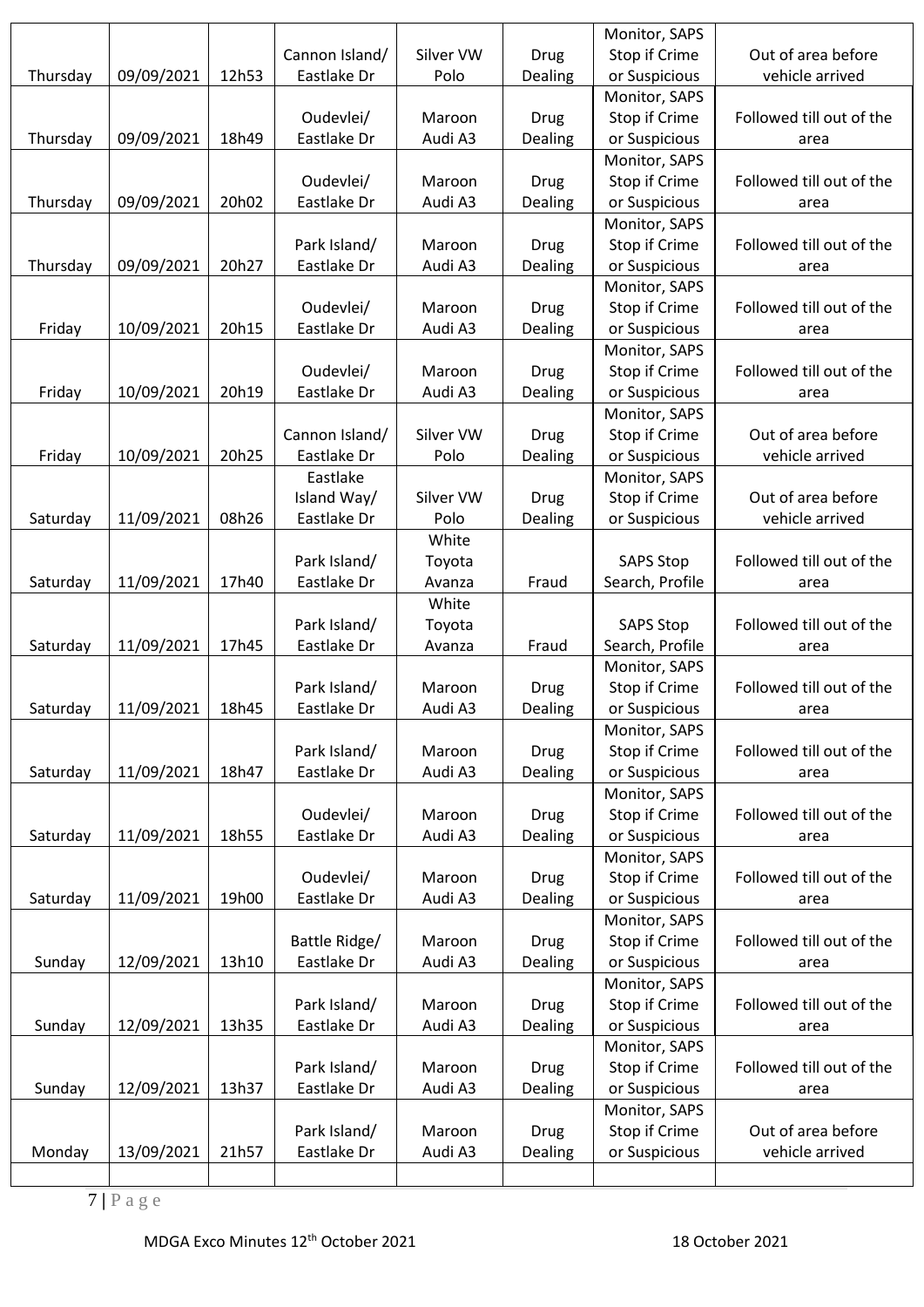| | | | | | | | |
|---|---|---|---|---|---|---|---|
| Thursday | 09/09/2021 | 12h53 | Cannon Island/ Eastlake Dr | Silver VW Polo | Drug Dealing | Monitor, SAPS Stop if Crime or Suspicious | Out of area before vehicle arrived |
| Thursday | 09/09/2021 | 18h49 | Oudevlei/ Eastlake Dr | Maroon Audi A3 | Drug Dealing | Monitor, SAPS Stop if Crime or Suspicious | Followed till out of the area |
| Thursday | 09/09/2021 | 20h02 | Oudevlei/ Eastlake Dr | Maroon Audi A3 | Drug Dealing | Monitor, SAPS Stop if Crime or Suspicious | Followed till out of the area |
| Thursday | 09/09/2021 | 20h27 | Park Island/ Eastlake Dr | Maroon Audi A3 | Drug Dealing | Monitor, SAPS Stop if Crime or Suspicious | Followed till out of the area |
| Friday | 10/09/2021 | 20h15 | Oudevlei/ Eastlake Dr | Maroon Audi A3 | Drug Dealing | Monitor, SAPS Stop if Crime or Suspicious | Followed till out of the area |
| Friday | 10/09/2021 | 20h19 | Oudevlei/ Eastlake Dr | Maroon Audi A3 | Drug Dealing | Monitor, SAPS Stop if Crime or Suspicious | Followed till out of the area |
| Friday | 10/09/2021 | 20h25 | Cannon Island/ Eastlake Dr | Silver VW Polo | Drug Dealing | Monitor, SAPS Stop if Crime or Suspicious | Out of area before vehicle arrived |
| Saturday | 11/09/2021 | 08h26 | Eastlake Island Way/ Eastlake Dr | Silver VW Polo | Drug Dealing | Monitor, SAPS Stop if Crime or Suspicious | Out of area before vehicle arrived |
| Saturday | 11/09/2021 | 17h40 | Park Island/ Eastlake Dr | White Toyota Avanza | Fraud | SAPS Stop Search, Profile | Followed till out of the area |
| Saturday | 11/09/2021 | 17h45 | Park Island/ Eastlake Dr | White Toyota Avanza | Fraud | SAPS Stop Search, Profile | Followed till out of the area |
| Saturday | 11/09/2021 | 18h45 | Park Island/ Eastlake Dr | Maroon Audi A3 | Drug Dealing | Monitor, SAPS Stop if Crime or Suspicious | Followed till out of the area |
| Saturday | 11/09/2021 | 18h47 | Park Island/ Eastlake Dr | Maroon Audi A3 | Drug Dealing | Monitor, SAPS Stop if Crime or Suspicious | Followed till out of the area |
| Saturday | 11/09/2021 | 18h55 | Oudevlei/ Eastlake Dr | Maroon Audi A3 | Drug Dealing | Monitor, SAPS Stop if Crime or Suspicious | Followed till out of the area |
| Saturday | 11/09/2021 | 19h00 | Oudevlei/ Eastlake Dr | Maroon Audi A3 | Drug Dealing | Monitor, SAPS Stop if Crime or Suspicious | Followed till out of the area |
| Sunday | 12/09/2021 | 13h10 | Battle Ridge/ Eastlake Dr | Maroon Audi A3 | Drug Dealing | Monitor, SAPS Stop if Crime or Suspicious | Followed till out of the area |
| Sunday | 12/09/2021 | 13h35 | Park Island/ Eastlake Dr | Maroon Audi A3 | Drug Dealing | Monitor, SAPS Stop if Crime or Suspicious | Followed till out of the area |
| Sunday | 12/09/2021 | 13h37 | Park Island/ Eastlake Dr | Maroon Audi A3 | Drug Dealing | Monitor, SAPS Stop if Crime or Suspicious | Followed till out of the area |
| Monday | 13/09/2021 | 21h57 | Park Island/ Eastlake Dr | Maroon Audi A3 | Drug Dealing | Monitor, SAPS Stop if Crime or Suspicious | Out of area before vehicle arrived |
| | | | | | | | |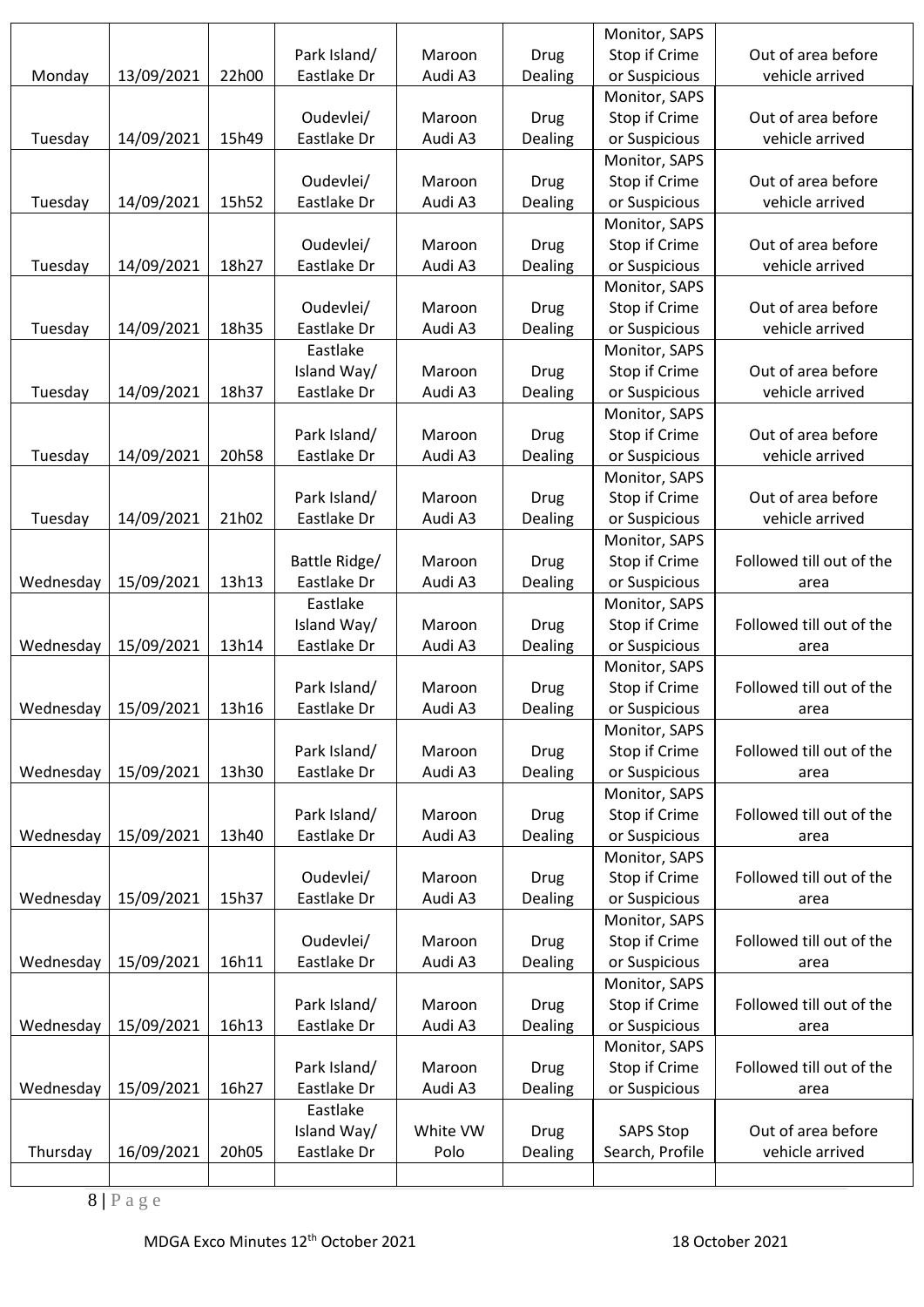| | | | | | | | |
|---|---|---|---|---|---|---|---|
| Monday | 13/09/2021 | 22h00 | Park Island/ Eastlake Dr | Maroon Audi A3 | Drug Dealing | Monitor, SAPS Stop if Crime or Suspicious | Out of area before vehicle arrived |
| Tuesday | 14/09/2021 | 15h49 | Oudevlei/ Eastlake Dr | Maroon Audi A3 | Drug Dealing | Monitor, SAPS Stop if Crime or Suspicious | Out of area before vehicle arrived |
| Tuesday | 14/09/2021 | 15h52 | Oudevlei/ Eastlake Dr | Maroon Audi A3 | Drug Dealing | Monitor, SAPS Stop if Crime or Suspicious | Out of area before vehicle arrived |
| Tuesday | 14/09/2021 | 18h27 | Oudevlei/ Eastlake Dr | Maroon Audi A3 | Drug Dealing | Monitor, SAPS Stop if Crime or Suspicious | Out of area before vehicle arrived |
| Tuesday | 14/09/2021 | 18h35 | Oudevlei/ Eastlake Dr | Maroon Audi A3 | Drug Dealing | Monitor, SAPS Stop if Crime or Suspicious | Out of area before vehicle arrived |
| Tuesday | 14/09/2021 | 18h37 | Eastlake Island Way/ Eastlake Dr | Maroon Audi A3 | Drug Dealing | Monitor, SAPS Stop if Crime or Suspicious | Out of area before vehicle arrived |
| Tuesday | 14/09/2021 | 20h58 | Park Island/ Eastlake Dr | Maroon Audi A3 | Drug Dealing | Monitor, SAPS Stop if Crime or Suspicious | Out of area before vehicle arrived |
| Tuesday | 14/09/2021 | 21h02 | Park Island/ Eastlake Dr | Maroon Audi A3 | Drug Dealing | Monitor, SAPS Stop if Crime or Suspicious | Out of area before vehicle arrived |
| Wednesday | 15/09/2021 | 13h13 | Battle Ridge/ Eastlake Dr | Maroon Audi A3 | Drug Dealing | Monitor, SAPS Stop if Crime or Suspicious | Followed till out of the area |
| Wednesday | 15/09/2021 | 13h14 | Eastlake Island Way/ Eastlake Dr | Maroon Audi A3 | Drug Dealing | Monitor, SAPS Stop if Crime or Suspicious | Followed till out of the area |
| Wednesday | 15/09/2021 | 13h16 | Park Island/ Eastlake Dr | Maroon Audi A3 | Drug Dealing | Monitor, SAPS Stop if Crime or Suspicious | Followed till out of the area |
| Wednesday | 15/09/2021 | 13h30 | Park Island/ Eastlake Dr | Maroon Audi A3 | Drug Dealing | Monitor, SAPS Stop if Crime or Suspicious | Followed till out of the area |
| Wednesday | 15/09/2021 | 13h40 | Park Island/ Eastlake Dr | Maroon Audi A3 | Drug Dealing | Monitor, SAPS Stop if Crime or Suspicious | Followed till out of the area |
| Wednesday | 15/09/2021 | 15h37 | Oudevlei/ Eastlake Dr | Maroon Audi A3 | Drug Dealing | Monitor, SAPS Stop if Crime or Suspicious | Followed till out of the area |
| Wednesday | 15/09/2021 | 16h11 | Oudevlei/ Eastlake Dr | Maroon Audi A3 | Drug Dealing | Monitor, SAPS Stop if Crime or Suspicious | Followed till out of the area |
| Wednesday | 15/09/2021 | 16h13 | Park Island/ Eastlake Dr | Maroon Audi A3 | Drug Dealing | Monitor, SAPS Stop if Crime or Suspicious | Followed till out of the area |
| Wednesday | 15/09/2021 | 16h27 | Park Island/ Eastlake Dr | Maroon Audi A3 | Drug Dealing | Monitor, SAPS Stop if Crime or Suspicious | Followed till out of the area |
| Thursday | 16/09/2021 | 20h05 | Eastlake Island Way/ Eastlake Dr | White VW Polo | Drug Dealing | SAPS Stop Search, Profile | Out of area before vehicle arrived |
| | | | | | | | |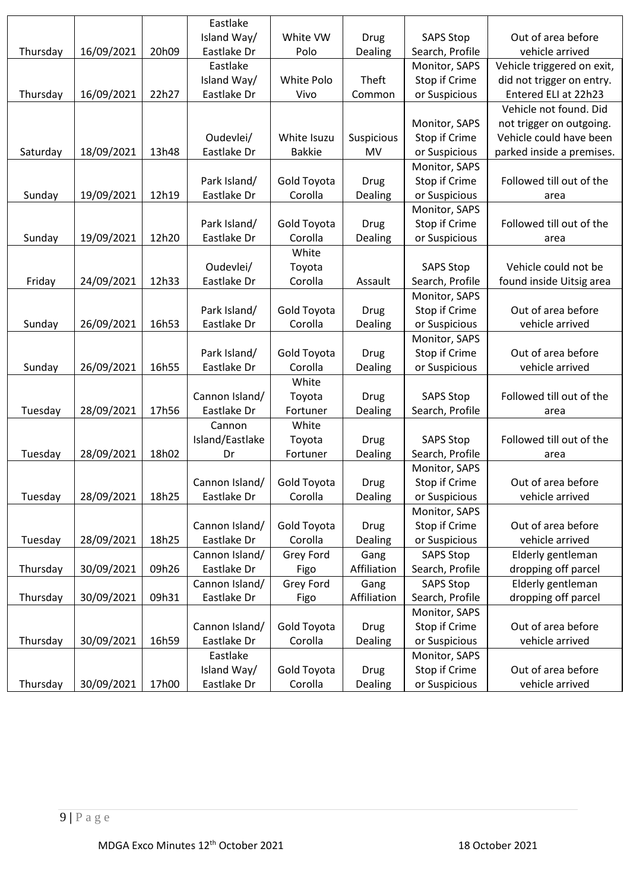| | | | | | | | |
|---|---|---|---|---|---|---|---|
| Thursday | 16/09/2021 | 20h09 | Eastlake Island Way/ Eastlake Dr | White VW Polo | Drug Dealing | SAPS Stop Search, Profile | Out of area before vehicle arrived |
| Thursday | 16/09/2021 | 22h27 | Eastlake Island Way/ Eastlake Dr | White Polo Vivo | Theft Common | Monitor, SAPS Stop if Crime or Suspicious | Vehicle triggered on exit, did not trigger on entry. Entered ELI at 22h23 |
| Saturday | 18/09/2021 | 13h48 | Oudevlei/ Eastlake Dr | White Isuzu Bakkie | Suspicious MV | Monitor, SAPS Stop if Crime or Suspicious | Vehicle not found. Did not trigger on outgoing. Vehicle could have been parked inside a premises. |
| Sunday | 19/09/2021 | 12h19 | Park Island/ Eastlake Dr | Gold Toyota Corolla | Drug Dealing | Monitor, SAPS Stop if Crime or Suspicious | Followed till out of the area |
| Sunday | 19/09/2021 | 12h20 | Park Island/ Eastlake Dr | Gold Toyota Corolla | Drug Dealing | Monitor, SAPS Stop if Crime or Suspicious | Followed till out of the area |
| Friday | 24/09/2021 | 12h33 | Oudevlei/ Eastlake Dr | White Toyota Corolla | Assault | SAPS Stop Search, Profile | Vehicle could not be found inside Uitsig area |
| Sunday | 26/09/2021 | 16h53 | Park Island/ Eastlake Dr | Gold Toyota Corolla | Drug Dealing | Monitor, SAPS Stop if Crime or Suspicious | Out of area before vehicle arrived |
| Sunday | 26/09/2021 | 16h55 | Park Island/ Eastlake Dr | Gold Toyota Corolla | Drug Dealing | Monitor, SAPS Stop if Crime or Suspicious | Out of area before vehicle arrived |
| Tuesday | 28/09/2021 | 17h56 | Cannon Island/ Eastlake Dr | White Toyota Fortuner | Drug Dealing | SAPS Stop Search, Profile | Followed till out of the area |
| Tuesday | 28/09/2021 | 18h02 | Cannon Island/Eastlake Dr | White Toyota Fortuner | Drug Dealing | SAPS Stop Search, Profile | Followed till out of the area |
| Tuesday | 28/09/2021 | 18h25 | Cannon Island/ Eastlake Dr | Gold Toyota Corolla | Drug Dealing | Monitor, SAPS Stop if Crime or Suspicious | Out of area before vehicle arrived |
| Tuesday | 28/09/2021 | 18h25 | Cannon Island/ Eastlake Dr | Gold Toyota Corolla | Drug Dealing | Monitor, SAPS Stop if Crime or Suspicious | Out of area before vehicle arrived |
| Thursday | 30/09/2021 | 09h26 | Cannon Island/ Eastlake Dr | Grey Ford Figo | Gang Affiliation | SAPS Stop Search, Profile | Elderly gentleman dropping off parcel |
| Thursday | 30/09/2021 | 09h31 | Cannon Island/ Eastlake Dr | Grey Ford Figo | Gang Affiliation | SAPS Stop Search, Profile | Elderly gentleman dropping off parcel |
| Thursday | 30/09/2021 | 16h59 | Cannon Island/ Eastlake Dr | Gold Toyota Corolla | Drug Dealing | Monitor, SAPS Stop if Crime or Suspicious | Out of area before vehicle arrived |
| Thursday | 30/09/2021 | 17h00 | Eastlake Island Way/ Eastlake Dr | Gold Toyota Corolla | Drug Dealing | Monitor, SAPS Stop if Crime or Suspicious | Out of area before vehicle arrived |